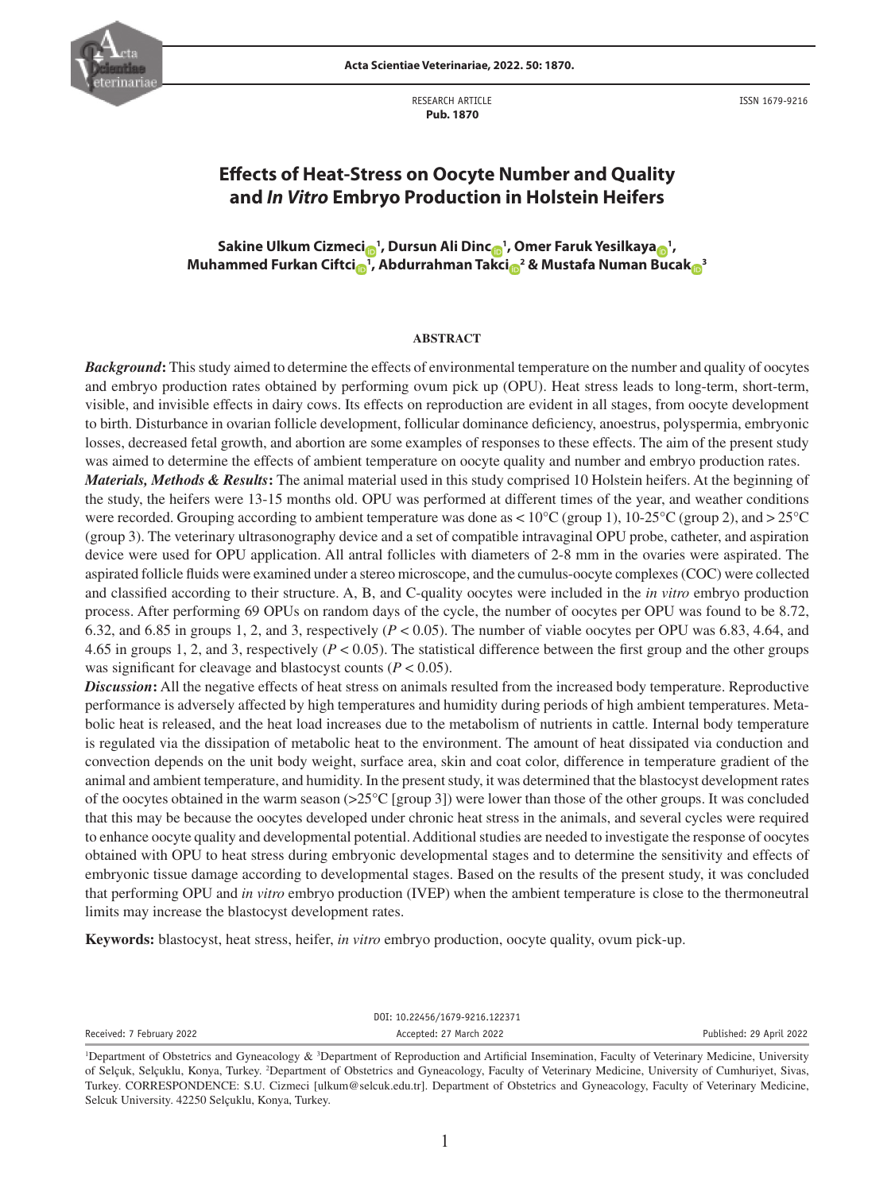RESEARCH ARTICLE
**Pub. 1870**

ISSN 1679-9216

# Effects of Heat-Stress on Oocyte Number and Quality and *In Vitro* Embryo Production in Holstein Heifers

**Sakine Ulkum Cizmeci[1], Dursun Ali Dinc[1], Omer Faruk Yesilkaya[1], Muhammed Furkan Ciftci[1], Abdurrahman Takci[2] & Mustafa Numan Bucak[3]**

## ABSTRACT

***Background*:** This study aimed to determine the effects of environmental temperature on the number and quality of oocytes and embryo production rates obtained by performing ovum pick up (OPU). Heat stress leads to long-term, short-term, visible, and invisible effects in dairy cows. Its effects on reproduction are evident in all stages, from oocyte development to birth. Disturbance in ovarian follicle development, follicular dominance deficiency, anoestrus, polyspermia, embryonic losses, decreased fetal growth, and abortion are some examples of responses to these effects. The aim of the present study was aimed to determine the effects of ambient temperature on oocyte quality and number and embryo production rates.

***Materials, Methods & Results*:** The animal material used in this study comprised 10 Holstein heifers. At the beginning of the study, the heifers were 13-15 months old. OPU was performed at different times of the year, and weather conditions were recorded. Grouping according to ambient temperature was done as < 10°C (group 1), 10-25°C (group 2), and > 25°C (group 3). The veterinary ultrasonography device and a set of compatible intravaginal OPU probe, catheter, and aspiration device were used for OPU application. All antral follicles with diameters of 2-8 mm in the ovaries were aspirated. The aspirated follicle fluids were examined under a stereo microscope, and the cumulus-oocyte complexes (COC) were collected and classified according to their structure. A, B, and C-quality oocytes were included in the *in vitro* embryo production process. After performing 69 OPUs on random days of the cycle, the number of oocytes per OPU was found to be 8.72, 6.32, and 6.85 in groups 1, 2, and 3, respectively ($P < 0.05$). The number of viable oocytes per OPU was 6.83, 4.64, and 4.65 in groups 1, 2, and 3, respectively ($P < 0.05$). The statistical difference between the first group and the other groups was significant for cleavage and blastocyst counts ($P < 0.05$).

***Discussion*:** All the negative effects of heat stress on animals resulted from the increased body temperature. Reproductive performance is adversely affected by high temperatures and humidity during periods of high ambient temperatures. Metabolic heat is released, and the heat load increases due to the metabolism of nutrients in cattle. Internal body temperature is regulated via the dissipation of metabolic heat to the environment. The amount of heat dissipated via conduction and convection depends on the unit body weight, surface area, skin and coat color, difference in temperature gradient of the animal and ambient temperature, and humidity. In the present study, it was determined that the blastocyst development rates of the oocytes obtained in the warm season (>25°C [group 3]) were lower than those of the other groups. It was concluded that this may be because the oocytes developed under chronic heat stress in the animals, and several cycles were required to enhance oocyte quality and developmental potential. Additional studies are needed to investigate the response of oocytes obtained with OPU to heat stress during embryonic developmental stages and to determine the sensitivity and effects of embryonic tissue damage according to developmental stages. Based on the results of the present study, it was concluded that performing OPU and *in vitro* embryo production (IVEP) when the ambient temperature is close to the thermoneutral limits may increase the blastocyst development rates.

**Keywords:** blastocyst, heat stress, heifer, *in vitro* embryo production, oocyte quality, ovum pick-up.

DOI: 10.22456/1679-9216.122371

Received: 7 February 2022 | Accepted: 27 March 2022 | Published: 29 April 2022

[1]Department of Obstetrics and Gyneacology & [3]Department of Reproduction and Artificial Insemination, Faculty of Veterinary Medicine, University of Selçuk, Selçuklu, Konya, Turkey. [2]Department of Obstetrics and Gyneacology, Faculty of Veterinary Medicine, University of Cumhuriyet, Sivas, Turkey. CORRESPONDENCE: S.U. Cizmeci [ulkum@selcuk.edu.tr]. Department of Obstetrics and Gyneacology, Faculty of Veterinary Medicine, Selcuk University. 42250 Selçuklu, Konya, Turkey.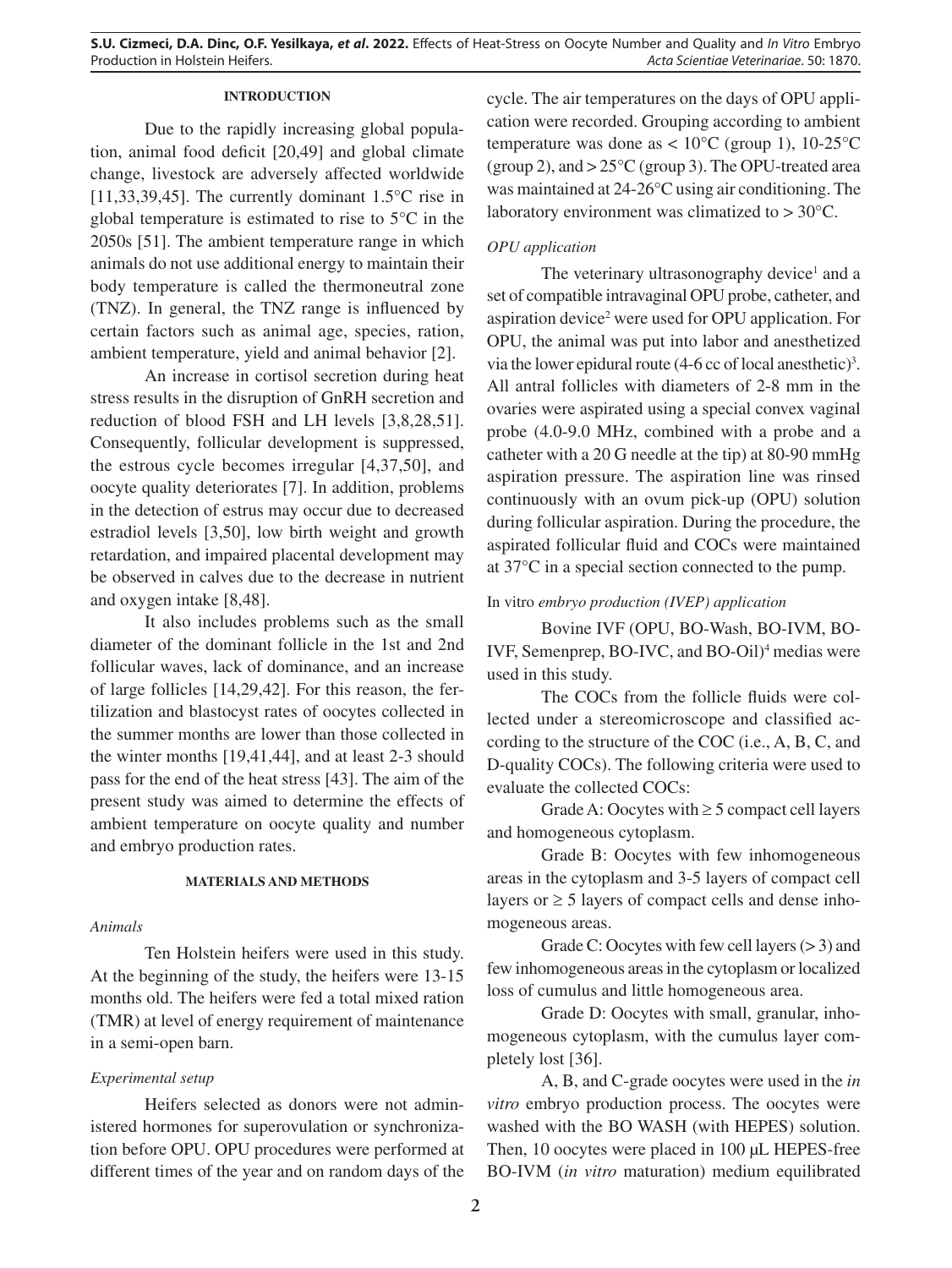## INTRODUCTION

Due to the rapidly increasing global population, animal food deficit [20,49] and global climate change, livestock are adversely affected worldwide [11,33,39,45]. The currently dominant 1.5°C rise in global temperature is estimated to rise to 5°C in the 2050s [51]. The ambient temperature range in which animals do not use additional energy to maintain their body temperature is called the thermoneutral zone (TNZ). In general, the TNZ range is influenced by certain factors such as animal age, species, ration, ambient temperature, yield and animal behavior [2].

An increase in cortisol secretion during heat stress results in the disruption of GnRH secretion and reduction of blood FSH and LH levels [3,8,28,51]. Consequently, follicular development is suppressed, the estrous cycle becomes irregular [4,37,50], and oocyte quality deteriorates [7]. In addition, problems in the detection of estrus may occur due to decreased estradiol levels [3,50], low birth weight and growth retardation, and impaired placental development may be observed in calves due to the decrease in nutrient and oxygen intake [8,48].

It also includes problems such as the small diameter of the dominant follicle in the 1st and 2nd follicular waves, lack of dominance, and an increase of large follicles [14,29,42]. For this reason, the fertilization and blastocyst rates of oocytes collected in the summer months are lower than those collected in the winter months [19,41,44], and at least 2-3 should pass for the end of the heat stress [43]. The aim of the present study was aimed to determine the effects of ambient temperature on oocyte quality and number and embryo production rates.

## MATERIALS AND METHODS

### *Animals*

Ten Holstein heifers were used in this study. At the beginning of the study, the heifers were 13-15 months old. The heifers were fed a total mixed ration (TMR) at level of energy requirement of maintenance in a semi-open barn.

### *Experimental setup*

Heifers selected as donors were not administered hormones for superovulation or synchronization before OPU. OPU procedures were performed at different times of the year and on random days of the cycle. The air temperatures on the days of OPU application were recorded. Grouping according to ambient temperature was done as < 10°C (group 1), 10-25°C (group 2), and > 25°C (group 3). The OPU-treated area was maintained at 24-26°C using air conditioning. The laboratory environment was climatized to > 30°C.

### *OPU application*

The veterinary ultrasonography device[1] and a set of compatible intravaginal OPU probe, catheter, and aspiration device[2] were used for OPU application. For OPU, the animal was put into labor and anesthetized via the lower epidural route (4-6 cc of local anesthetic)[3]. All antral follicles with diameters of 2-8 mm in the ovaries were aspirated using a special convex vaginal probe (4.0-9.0 MHz, combined with a probe and a catheter with a 20 G needle at the tip) at 80-90 mmHg aspiration pressure. The aspiration line was rinsed continuously with an ovum pick-up (OPU) solution during follicular aspiration. During the procedure, the aspirated follicular fluid and COCs were maintained at 37°C in a special section connected to the pump.

### In vitro *embryo production (IVEP) application*

Bovine IVF (OPU, BO-Wash, BO-IVM, BO-IVF, Semenprep, BO-IVC, and BO-Oil)[4] medias were used in this study.

The COCs from the follicle fluids were collected under a stereomicroscope and classified according to the structure of the COC (i.e., A, B, C, and D-quality COCs). The following criteria were used to evaluate the collected COCs:

Grade A: Oocytes with ≥ 5 compact cell layers and homogeneous cytoplasm.

Grade B: Oocytes with few inhomogeneous areas in the cytoplasm and 3-5 layers of compact cell layers or ≥ 5 layers of compact cells and dense inhomogeneous areas.

Grade C: Oocytes with few cell layers (> 3) and few inhomogeneous areas in the cytoplasm or localized loss of cumulus and little homogeneous area.

Grade D: Oocytes with small, granular, inhomogeneous cytoplasm, with the cumulus layer completely lost [36].

A, B, and C-grade oocytes were used in the *in vitro* embryo production process. The oocytes were washed with the BO WASH (with HEPES) solution. Then, 10 oocytes were placed in 100 μL HEPES-free BO-IVM (*in vitro* maturation) medium equilibrated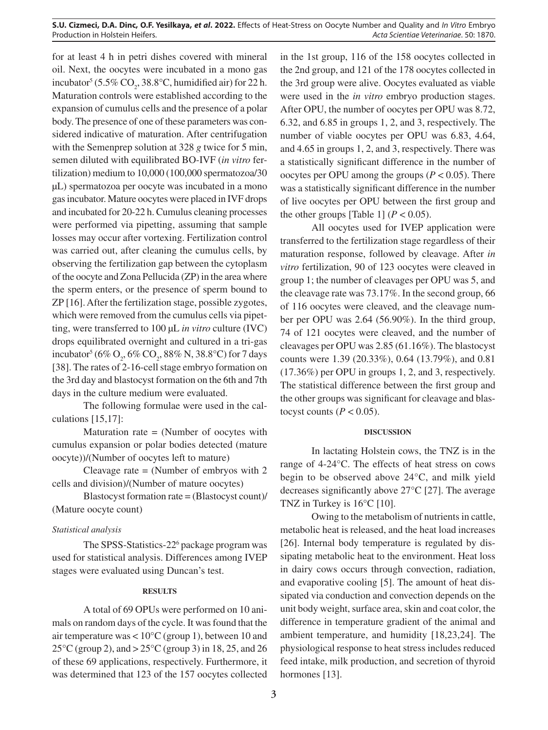for at least 4 h in petri dishes covered with mineral oil. Next, the oocytes were incubated in a mono gas incubator[5] (5.5% $CO_2$, 38.8°C, humidified air) for 22 h. Maturation controls were established according to the expansion of cumulus cells and the presence of a polar body. The presence of one of these parameters was considered indicative of maturation. After centrifugation with the Semenprep solution at 328 *g* twice for 5 min, semen diluted with equilibrated BO-IVF (*in vitro* fertilization) medium to 10,000 (100,000 spermatozoa/30 µL) spermatozoa per oocyte was incubated in a mono gas incubator. Mature oocytes were placed in IVF drops and incubated for 20-22 h. Cumulus cleaning processes were performed via pipetting, assuming that sample losses may occur after vortexing. Fertilization control was carried out, after cleaning the cumulus cells, by observing the fertilization gap between the cytoplasm of the oocyte and Zona Pellucida (ZP) in the area where the sperm enters, or the presence of sperm bound to ZP [16]. After the fertilization stage, possible zygotes, which were removed from the cumulus cells via pipetting, were transferred to 100 µL *in vitro* culture (IVC) drops equilibrated overnight and cultured in a tri-gas incubator[5] (6% $O_2$, 6% $CO_2$, 88% N, 38.8°C) for 7 days [38]. The rates of 2-16-cell stage embryo formation on the 3rd day and blastocyst formation on the 6th and 7th days in the culture medium were evaluated.

The following formulae were used in the calculations [15,17]:

Maturation rate = (Number of oocytes with cumulus expansion or polar bodies detected (mature oocyte))/(Number of oocytes left to mature)

Cleavage rate = (Number of embryos with 2 cells and division)/(Number of mature oocytes)

Blastocyst formation rate = (Blastocyst count)/(Mature oocyte count)

### *Statistical analysis*

The SPSS-Statistics-22[6] package program was used for statistical analysis. Differences among IVEP stages were evaluated using Duncan's test.

## RESULTS

A total of 69 OPUs were performed on 10 animals on random days of the cycle. It was found that the air temperature was < 10°C (group 1), between 10 and 25°C (group 2), and > 25°C (group 3) in 18, 25, and 26 of these 69 applications, respectively. Furthermore, it was determined that 123 of the 157 oocytes collected in the 1st group, 116 of the 158 oocytes collected in the 2nd group, and 121 of the 178 oocytes collected in the 3rd group were alive. Oocytes evaluated as viable were used in the *in vitro* embryo production stages. After OPU, the number of oocytes per OPU was 8.72, 6.32, and 6.85 in groups 1, 2, and 3, respectively. The number of viable oocytes per OPU was 6.83, 4.64, and 4.65 in groups 1, 2, and 3, respectively. There was a statistically significant difference in the number of oocytes per OPU among the groups ($P < 0.05$). There was a statistically significant difference in the number of live oocytes per OPU between the first group and the other groups [Table 1] ($P < 0.05$).

All oocytes used for IVEP application were transferred to the fertilization stage regardless of their maturation response, followed by cleavage. After *in vitro* fertilization, 90 of 123 oocytes were cleaved in group 1; the number of cleavages per OPU was 5, and the cleavage rate was 73.17%. In the second group, 66 of 116 oocytes were cleaved, and the cleavage number per OPU was 2.64 (56.90%). In the third group, 74 of 121 oocytes were cleaved, and the number of cleavages per OPU was 2.85 (61.16%). The blastocyst counts were 1.39 (20.33%), 0.64 (13.79%), and 0.81 (17.36%) per OPU in groups 1, 2, and 3, respectively. The statistical difference between the first group and the other groups was significant for cleavage and blastocyst counts ($P < 0.05$).

## DISCUSSION

In lactating Holstein cows, the TNZ is in the range of 4-24°C. The effects of heat stress on cows begin to be observed above 24°C, and milk yield decreases significantly above 27°C [27]. The average TNZ in Turkey is 16°C [10].

Owing to the metabolism of nutrients in cattle, metabolic heat is released, and the heat load increases [26]. Internal body temperature is regulated by dissipating metabolic heat to the environment. Heat loss in dairy cows occurs through convection, radiation, and evaporative cooling [5]. The amount of heat dissipated via conduction and convection depends on the unit body weight, surface area, skin and coat color, the difference in temperature gradient of the animal and ambient temperature, and humidity [18,23,24]. The physiological response to heat stress includes reduced feed intake, milk production, and secretion of thyroid hormones [13].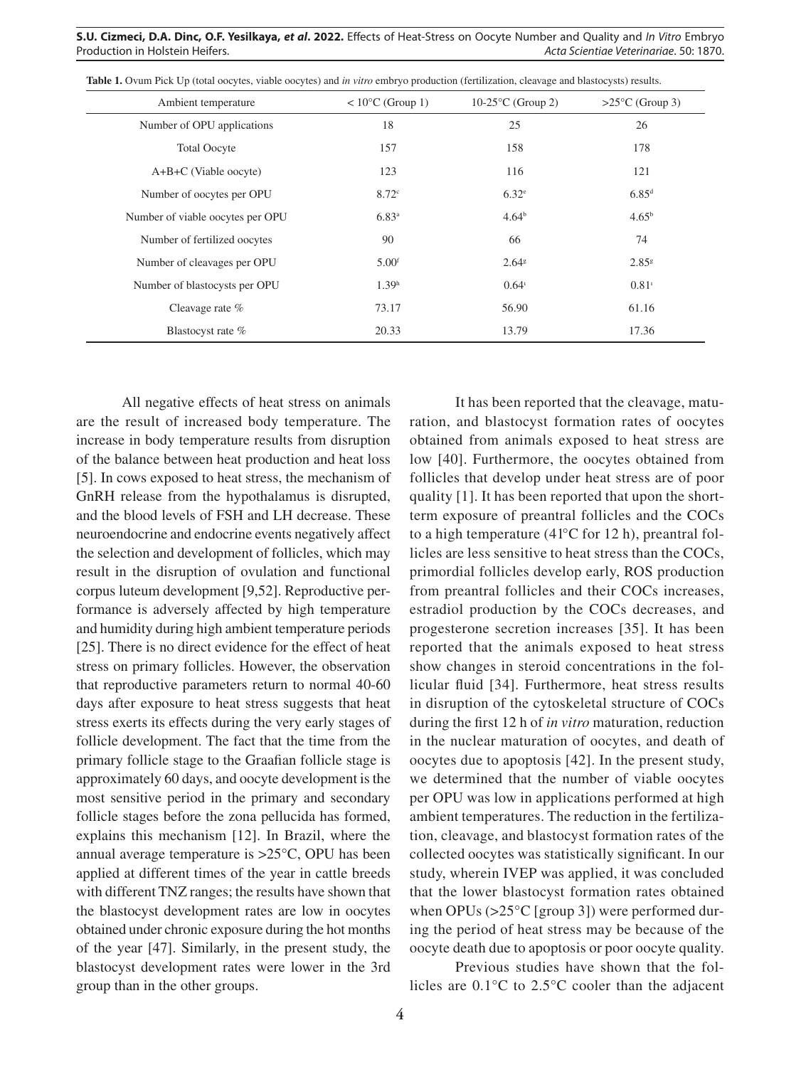**Table 1.** Ovum Pick Up (total oocytes, viable oocytes) and *in vitro* embryo production (fertilization, cleavage and blastocysts) results.

| Ambient temperature | < 10°C (Group 1) | 10-25°C (Group 2) | >25°C (Group 3) |
|---|---|---|---|
| Number of OPU applications | 18 | 25 | 26 |
| Total Oocyte | 157 | 158 | 178 |
| A+B+C (Viable oocyte) | 123 | 116 | 121 |
| Number of oocytes per OPU | 8.72[c] | 6.32[e] | 6.85[d] |
| Number of viable oocytes per OPU | 6.83[a] | 4.64[b] | 4.65[b] |
| Number of fertilized oocytes | 90 | 66 | 74 |
| Number of cleavages per OPU | 5.00[f] | 2.64[g] | 2.85[g] |
| Number of blastocysts per OPU | 1.39[h] | 0.64[ı] | 0.81[ı] |
| Cleavage rate % | 73.17 | 56.90 | 61.16 |
| Blastocyst rate % | 20.33 | 13.79 | 17.36 |

All negative effects of heat stress on animals are the result of increased body temperature. The increase in body temperature results from disruption of the balance between heat production and heat loss [5]. In cows exposed to heat stress, the mechanism of GnRH release from the hypothalamus is disrupted, and the blood levels of FSH and LH decrease. These neuroendocrine and endocrine events negatively affect the selection and development of follicles, which may result in the disruption of ovulation and functional corpus luteum development [9,52]. Reproductive performance is adversely affected by high temperature and humidity during high ambient temperature periods [25]. There is no direct evidence for the effect of heat stress on primary follicles. However, the observation that reproductive parameters return to normal 40-60 days after exposure to heat stress suggests that heat stress exerts its effects during the very early stages of follicle development. The fact that the time from the primary follicle stage to the Graafian follicle stage is approximately 60 days, and oocyte development is the most sensitive period in the primary and secondary follicle stages before the zona pellucida has formed, explains this mechanism [12]. In Brazil, where the annual average temperature is >25°C, OPU has been applied at different times of the year in cattle breeds with different TNZ ranges; the results have shown that the blastocyst development rates are low in oocytes obtained under chronic exposure during the hot months of the year [47]. Similarly, in the present study, the blastocyst development rates were lower in the 3rd group than in the other groups.

It has been reported that the cleavage, maturation, and blastocyst formation rates of oocytes obtained from animals exposed to heat stress are low [40]. Furthermore, the oocytes obtained from follicles that develop under heat stress are of poor quality [1]. It has been reported that upon the short-term exposure of preantral follicles and the COCs to a high temperature (41°C for 12 h), preantral follicles are less sensitive to heat stress than the COCs, primordial follicles develop early, ROS production from preantral follicles and their COCs increases, estradiol production by the COCs decreases, and progesterone secretion increases [35]. It has been reported that the animals exposed to heat stress show changes in steroid concentrations in the follicular fluid [34]. Furthermore, heat stress results in disruption of the cytoskeletal structure of COCs during the first 12 h of *in vitro* maturation, reduction in the nuclear maturation of oocytes, and death of oocytes due to apoptosis [42]. In the present study, we determined that the number of viable oocytes per OPU was low in applications performed at high ambient temperatures. The reduction in the fertilization, cleavage, and blastocyst formation rates of the collected oocytes was statistically significant. In our study, wherein IVEP was applied, it was concluded that the lower blastocyst formation rates obtained when OPUs (>25°C [group 3]) were performed during the period of heat stress may be because of the oocyte death due to apoptosis or poor oocyte quality.

Previous studies have shown that the follicles are 0.1°C to 2.5°C cooler than the adjacent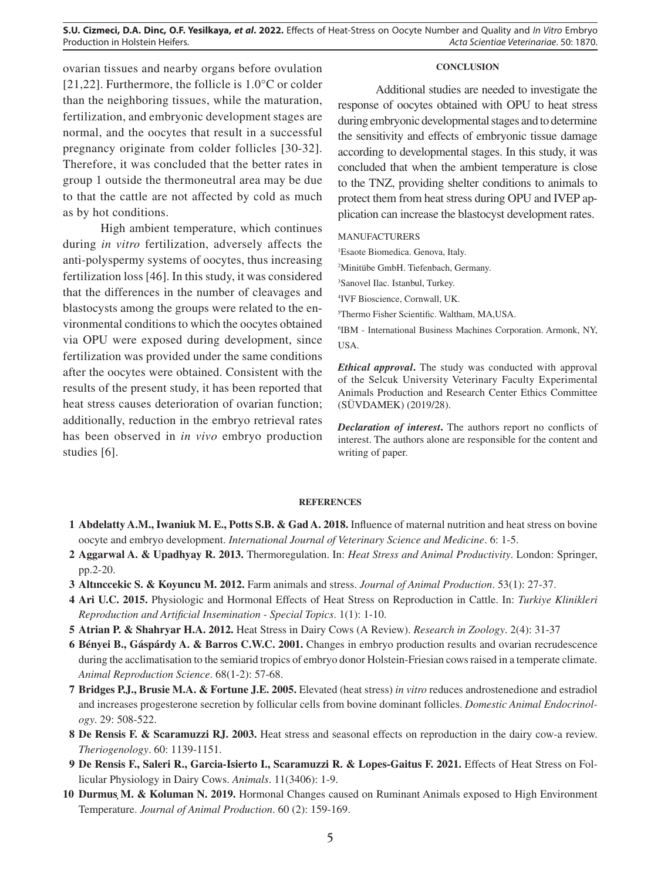ovarian tissues and nearby organs before ovulation [21,22]. Furthermore, the follicle is 1.0°C or colder than the neighboring tissues, while the maturation, fertilization, and embryonic development stages are normal, and the oocytes that result in a successful pregnancy originate from colder follicles [30-32]. Therefore, it was concluded that the better rates in group 1 outside the thermoneutral area may be due to that the cattle are not affected by cold as much as by hot conditions.

High ambient temperature, which continues during *in vitro* fertilization, adversely affects the anti-polyspermy systems of oocytes, thus increasing fertilization loss [46]. In this study, it was considered that the differences in the number of cleavages and blastocysts among the groups were related to the environmental conditions to which the oocytes obtained via OPU were exposed during development, since fertilization was provided under the same conditions after the oocytes were obtained. Consistent with the results of the present study, it has been reported that heat stress causes deterioration of ovarian function; additionally, reduction in the embryo retrieval rates has been observed in *in vivo* embryo production studies [6].

## CONCLUSION

Additional studies are needed to investigate the response of oocytes obtained with OPU to heat stress during embryonic developmental stages and to determine the sensitivity and effects of embryonic tissue damage according to developmental stages. In this study, it was concluded that when the ambient temperature is close to the TNZ, providing shelter conditions to animals to protect them from heat stress during OPU and IVEP application can increase the blastocyst development rates.

MANUFACTURERS

[1]Esaote Biomedica. Genova, Italy.

[2]Minitübe GmbH. Tiefenbach, Germany.

[3]Sanovel Ilac. Istanbul, Turkey.

[4]IVF Bioscience, Cornwall, UK.

[5]Thermo Fisher Scientific. Waltham, MA,USA.

[6]IBM - International Business Machines Corporation. Armonk, NY, USA.

***Ethical approval*****.** The study was conducted with approval of the Selcuk University Veterinary Faculty Experimental Animals Production and Research Center Ethics Committee (SÜVDAMEK) (2019/28).

***Declaration of interest*****.** The authors report no conflicts of interest. The authors alone are responsible for the content and writing of paper.

## REFERENCES

1 **Abdelatty A.M., Iwaniuk M. E., Potts S.B. & Gad A. 2018.** Influence of maternal nutrition and heat stress on bovine oocyte and embryo development. *International Journal of Veterinary Science and Medicine*. 6: 1-5.

2 **Aggarwal A. & Upadhyay R. 2013.** Thermoregulation. In: *Heat Stress and Animal Productivity*. London: Springer, pp.2-20.

3 **Altınccekic S. & Koyuncu M. 2012.** Farm animals and stress. *Journal of Animal Production*. 53(1): 27-37.

4 **Ari U.C. 2015.** Physiologic and Hormonal Effects of Heat Stress on Reproduction in Cattle. In: *Turkiye Klinikleri Reproduction and Artificial Insemination - Special Topics*. 1(1): 1-10.

5 **Atrian P. & Shahryar H.A. 2012.** Heat Stress in Dairy Cows (A Review). *Research in Zoology*. 2(4): 31-37

6 **Bényei B., Gáspárdy A. & Barros C.W.C. 2001.** Changes in embryo production results and ovarian recrudescence during the acclimatisation to the semiarid tropics of embryo donor Holstein-Friesian cows raised in a temperate climate. *Animal Reproduction Science*. 68(1-2): 57-68.

7 **Bridges P.J., Brusie M.A. & Fortune J.E. 2005.** Elevated (heat stress) *in vitro* reduces androstenedione and estradiol and increases progesterone secretion by follicular cells from bovine dominant follicles. *Domestic Animal Endocrinology*. 29: 508-522.

8 **De Rensis F. & Scaramuzzi RJ. 2003.** Heat stress and seasonal effects on reproduction in the dairy cow-a review. *Theriogenology*. 60: 1139-1151.

9 **De Rensis F., Saleri R., Garcia-Isierto I., Scaramuzzi R. & Lopes-Gaitus F. 2021.** Effects of Heat Stress on Follicular Physiology in Dairy Cows. *Animals*. 11(3406): 1-9.

10 **Durmuş M. & Koluman N. 2019.** Hormonal Changes caused on Ruminant Animals exposed to High Environment Temperature. *Journal of Animal Production*. 60 (2): 159-169.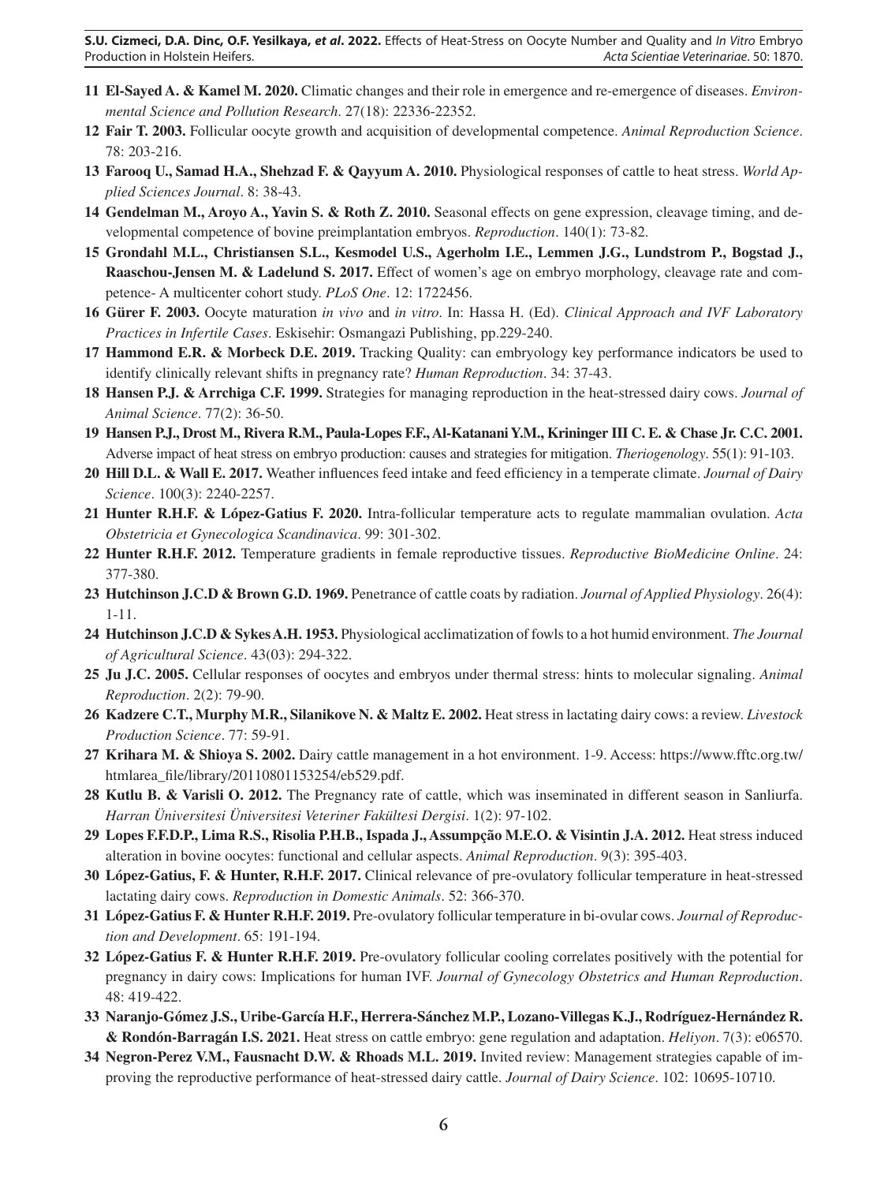**11** **El-Sayed A. & Kamel M. 2020.** Climatic changes and their role in emergence and re-emergence of diseases. *Environmental Science and Pollution Research*. 27(18): 22336-22352.

**12** **Fair T. 2003.** Follicular oocyte growth and acquisition of developmental competence. *Animal Reproduction Science*. 78: 203-216.

**13** **Farooq U., Samad H.A., Shehzad F. & Qayyum A. 2010.** Physiological responses of cattle to heat stress. *World Applied Sciences Journal*. 8: 38-43.

**14** **Gendelman M., Aroyo A., Yavin S. & Roth Z. 2010.** Seasonal effects on gene expression, cleavage timing, and developmental competence of bovine preimplantation embryos. *Reproduction*. 140(1): 73-82.

**15** **Grondahl M.L., Christiansen S.L., Kesmodel U.S., Agerholm I.E., Lemmen J.G., Lundstrom P., Bogstad J., Raaschou-Jensen M. & Ladelund S. 2017.** Effect of women's age on embryo morphology, cleavage rate and competence- A multicenter cohort study. *PLoS One*. 12: 1722456.

**16** **Gürer F. 2003.** Oocyte maturation *in vivo* and *in vitro*. In: Hassa H. (Ed). *Clinical Approach and IVF Laboratory Practices in Infertile Cases*. Eskisehir: Osmangazi Publishing, pp.229-240.

**17** **Hammond E.R. & Morbeck D.E. 2019.** Tracking Quality: can embryology key performance indicators be used to identify clinically relevant shifts in pregnancy rate? *Human Reproduction*. 34: 37-43.

**18** **Hansen P.J. & Arrchiga C.F. 1999.** Strategies for managing reproduction in the heat-stressed dairy cows. *Journal of Animal Science*. 77(2): 36-50.

**19** **Hansen P.J., Drost M., Rivera R.M., Paula-Lopes F.F., Al-Katanani Y.M., Krininger III C. E. & Chase Jr. C.C. 2001.** Adverse impact of heat stress on embryo production: causes and strategies for mitigation. *Theriogenology*. 55(1): 91-103.

**20** **Hill D.L. & Wall E. 2017.** Weather influences feed intake and feed efficiency in a temperate climate. *Journal of Dairy Science*. 100(3): 2240-2257.

**21** **Hunter R.H.F. & López-Gatius F. 2020.** Intra-follicular temperature acts to regulate mammalian ovulation. *Acta Obstetricia et Gynecologica Scandinavica*. 99: 301-302.

**22** **Hunter R.H.F. 2012.** Temperature gradients in female reproductive tissues. *Reproductive BioMedicine Online*. 24: 377-380.

**23** **Hutchinson J.C.D & Brown G.D. 1969.** Penetrance of cattle coats by radiation. *Journal of Applied Physiology*. 26(4): 1-11.

**24** **Hutchinson J.C.D & Sykes A.H. 1953.** Physiological acclimatization of fowls to a hot humid environment. *The Journal of Agricultural Science*. 43(03): 294-322.

**25** **Ju J.C. 2005.** Cellular responses of oocytes and embryos under thermal stress: hints to molecular signaling. *Animal Reproduction*. 2(2): 79-90.

**26** **Kadzere C.T., Murphy M.R., Silanikove N. & Maltz E. 2002.** Heat stress in lactating dairy cows: a review. *Livestock Production Science*. 77: 59-91.

**27** **Krihara M. & Shioya S. 2002.** Dairy cattle management in a hot environment. 1-9. Access: https://www.fftc.org.tw/htmlarea_file/library/20110801153254/eb529.pdf.

**28** **Kutlu B. & Varisli O. 2012.** The Pregnancy rate of cattle, which was inseminated in different season in Sanliurfa. *Harran Üniversitesi Üniversitesi Veteriner Fakültesi Dergisi*. 1(2): 97-102.

**29** **Lopes F.F.D.P., Lima R.S., Risolia P.H.B., Ispada J., Assumpção M.E.O. & Visintin J.A. 2012.** Heat stress induced alteration in bovine oocytes: functional and cellular aspects. *Animal Reproduction*. 9(3): 395-403.

**30** **López-Gatius, F. & Hunter, R.H.F. 2017.** Clinical relevance of pre-ovulatory follicular temperature in heat-stressed lactating dairy cows. *Reproduction in Domestic Animals*. 52: 366-370.

**31** **López-Gatius F. & Hunter R.H.F. 2019.** Pre-ovulatory follicular temperature in bi-ovular cows. *Journal of Reproduction and Development*. 65: 191-194.

**32** **López-Gatius F. & Hunter R.H.F. 2019.** Pre-ovulatory follicular cooling correlates positively with the potential for pregnancy in dairy cows: Implications for human IVF. *Journal of Gynecology Obstetrics and Human Reproduction*. 48: 419-422.

**33** **Naranjo-Gómez J.S., Uribe-García H.F., Herrera-Sánchez M.P., Lozano-Villegas K.J., Rodríguez-Hernández R. & Rondón-Barragán I.S. 2021.** Heat stress on cattle embryo: gene regulation and adaptation. *Heliyon*. 7(3): e06570.

**34** **Negron-Perez V.M., Fausnacht D.W. & Rhoads M.L. 2019.** Invited review: Management strategies capable of improving the reproductive performance of heat-stressed dairy cattle. *Journal of Dairy Science*. 102: 10695-10710.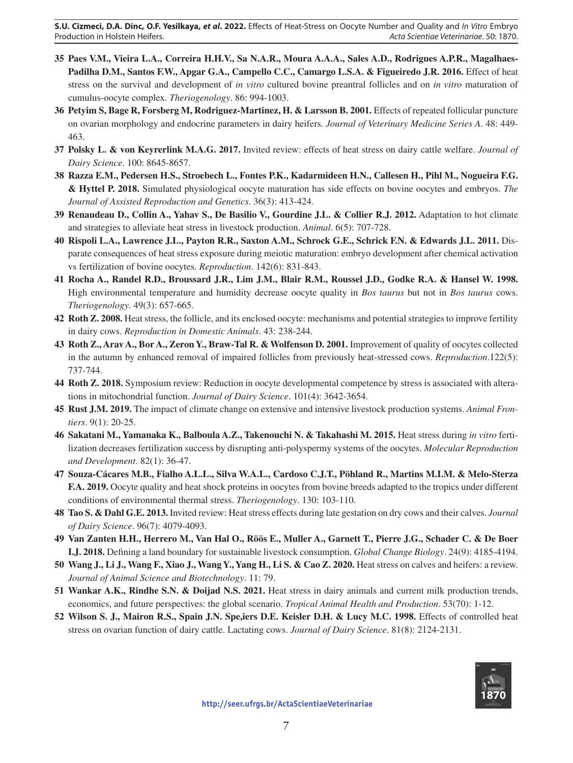35 **Paes V.M., Vieira L.A., Correira H.H.V., Sa N.A.R., Moura A.A.A., Sales A.D., Rodrigues A.P.R., Magalhaes-Padilha D.M., Santos F.W., Apgar G.A., Campello C.C., Camargo L.S.A. & Figueiredo J.R. 2016.** Effect of heat stress on the survival and development of *in vitro* cultured bovine preantral follicles and on *in vitro* maturation of cumulus-oocyte complex. *Theriogenology*. 86: 994-1003.

36 **Petyim S, Bage R, Forsberg M, Rodriguez-Martinez, H. & Larsson B. 2001.** Effects of repeated follicular puncture on ovarian morphology and endocrine parameters in dairy heifers. *Journal of Veterinary Medicine Series A*. 48: 449-463.

37 **Polsky L. & von Keyrerlink M.A.G. 2017.** Invited review: effects of heat stress on dairy cattle welfare. *Journal of Dairy Science*. 100: 8645-8657.

38 **Razza E.M., Pedersen H.S., Stroebech L., Fontes P.K., Kadarmideen H.N., Callesen H., Pihl M., Nogueira F.G. & Hyttel P. 2018.** Simulated physiological oocyte maturation has side effects on bovine oocytes and embryos. *The Journal of Assisted Reproduction and Genetics*. 36(3): 413-424.

39 **Renaudeau D., Collin A., Yahav S., De Basilio V., Gourdine J.L. & Collier R.J. 2012.** Adaptation to hot climate and strategies to alleviate heat stress in livestock production. *Animal*. 6(5): 707-728.

40 **Rispoli L.A., Lawrence J.L., Payton R.R., Saxton A.M., Schrock G.E., Schrick F.N. & Edwards J.L. 2011.** Disparate consequences of heat stress exposure during meiotic maturation: embryo development after chemical activation vs fertilization of bovine oocytes. *Reproduction*. 142(6): 831-843.

41 **Rocha A., Randel R.D., Broussard J.R., Lim J.M., Blair R.M., Roussel J.D., Godke R.A. & Hansel W. 1998.** High environmental temperature and humidity decrease oocyte quality in *Bos taurus* but not in *Bos taurus* cows. *Theriogenology*. 49(3): 657-665.

42 **Roth Z. 2008.** Heat stress, the follicle, and its enclosed oocyte: mechanisms and potential strategies to improve fertility in dairy cows. *Reproduction in Domestic Animals*. 43: 238-244.

43 **Roth Z., Arav A., Bor A., Zeron Y., Braw-Tal R. & Wolfenson D. 2001.** Improvement of quality of oocytes collected in the autumn by enhanced removal of impaired follicles from previously heat-stressed cows. *Reproduction*.122(5): 737-744.

44 **Roth Z. 2018.** Symposium review: Reduction in oocyte developmental competence by stress is associated with alterations in mitochondrial function. *Journal of Dairy Science*. 101(4): 3642-3654.

45 **Rust J.M. 2019.** The impact of climate change on extensive and intensive livestock production systems. *Animal Frontiers*. 9(1): 20-25.

46 **Sakatani M., Yamanaka K., Balboula A.Z., Takenouchi N. & Takahashi M. 2015.** Heat stress during *in vitro* fertilization decreases fertilization success by disrupting anti-polyspermy systems of the oocytes. *Molecular Reproduction and Development*. 82(1): 36-47.

47 **Souza-Cácares M.B., Fialho A.L.L., Silva W.A.L., Cardoso C.J.T., Pöhland R., Martins M.I.M. & Melo-Sterza F.A. 2019.** Oocyte quality and heat shock proteins in oocytes from bovine breeds adapted to the tropics under different conditions of environmental thermal stress. *Theriogenology*. 130: 103-110.

48 **Tao S. & Dahl G.E. 2013.** Invited review: Heat stress effects during late gestation on dry cows and their calves. *Journal of Dairy Science*. 96(7): 4079-4093.

49 **Van Zanten H.H., Herrero M., Van Hal O., Röös E., Muller A., Garnett T., Pierre J.G., Schader C. & De Boer I.J. 2018.** Defining a land boundary for sustainable livestock consumption. *Global Change Biology*. 24(9): 4185-4194.

50 **Wang J., Li J., Wang F., Xiao J., Wang Y., Yang H., Li S. & Cao Z. 2020.** Heat stress on calves and heifers: a review. *Journal of Animal Science and Biotechnology*. 11: 79.

51 **Wankar A.K., Rindhe S.N. & Doijad N.S. 2021.** Heat stress in dairy animals and current milk production trends, economics, and future perspectives: the global scenario. *Tropical Animal Health and Production*. 53(70): 1-12.

52 **Wilson S. J., Mairon R.S., Spain J.N. Spe,iers D.E. Keisler D.H. & Lucy M.C. 1998.** Effects of controlled heat stress on ovarian function of dairy cattle. Lactating cows. *Journal of Dairy Science*. 81(8): 2124-2131.

http://seer.ufrgs.br/ActaScientiaeVeterinariae